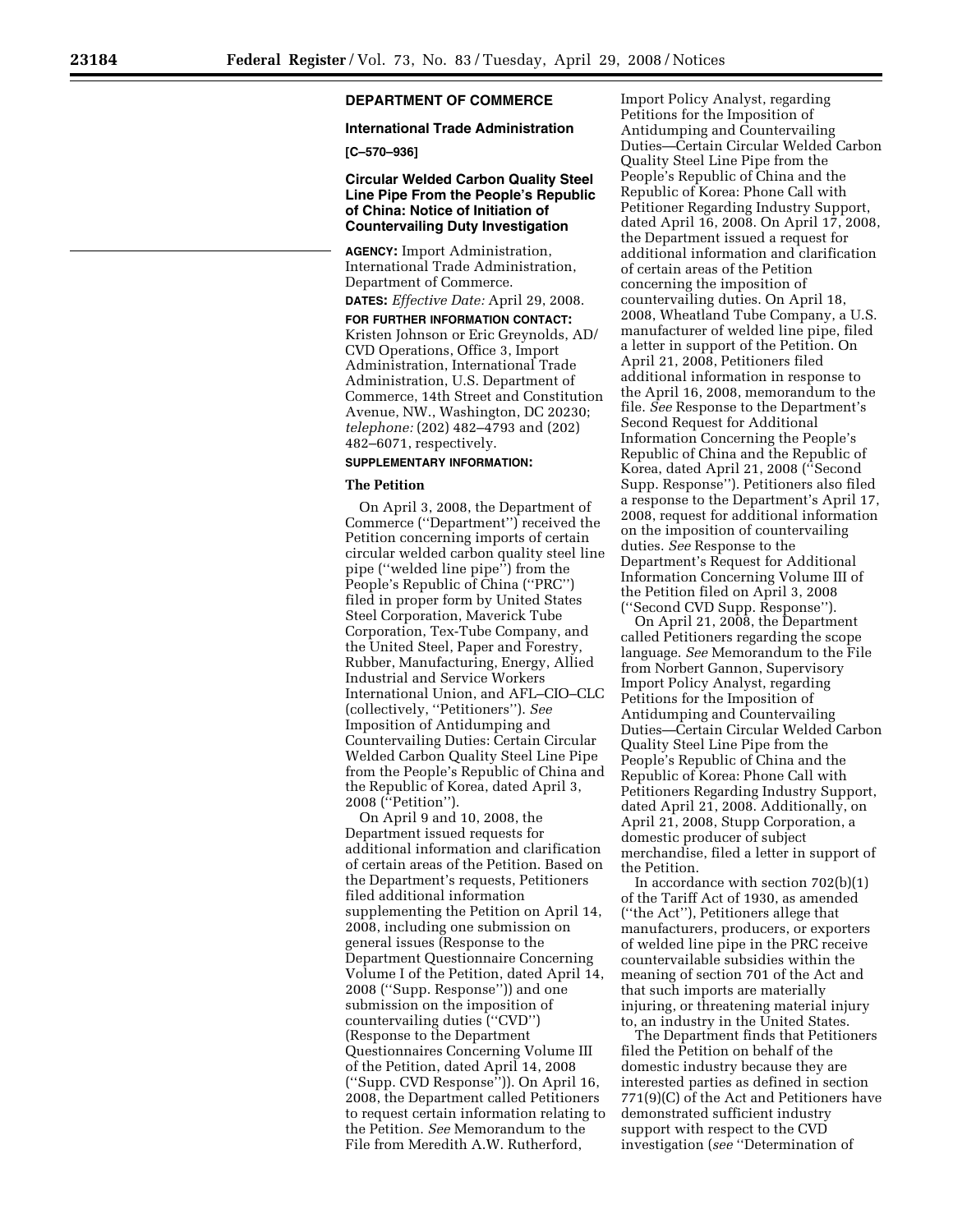## DEPARTMENT OF COMMERCE

### International Trade Administration

**[C–570–936]**

### Circular Welded Carbon Quality Steel Line Pipe From the People's Republic of China: Notice of Initiation of Countervailing Duty Investigation

**AGENCY:** Import Administration, International Trade Administration, Department of Commerce.

**DATES:** *Effective Date:* April 29, 2008.

**FOR FURTHER INFORMATION CONTACT:** Kristen Johnson or Eric Greynolds, AD/CVD Operations, Office 3, Import Administration, International Trade Administration, U.S. Department of Commerce, 14th Street and Constitution Avenue, NW., Washington, DC 20230; *telephone:* (202) 482–4793 and (202) 482–6071, respectively.

**SUPPLEMENTARY INFORMATION:**

#### The Petition

On April 3, 2008, the Department of Commerce (''Department'') received the Petition concerning imports of certain circular welded carbon quality steel line pipe (''welded line pipe'') from the People's Republic of China (''PRC'') filed in proper form by United States Steel Corporation, Maverick Tube Corporation, Tex-Tube Company, and the United Steel, Paper and Forestry, Rubber, Manufacturing, Energy, Allied Industrial and Service Workers International Union, and AFL–CIO–CLC (collectively, ''Petitioners''). *See* Imposition of Antidumping and Countervailing Duties: Certain Circular Welded Carbon Quality Steel Line Pipe from the People's Republic of China and the Republic of Korea, dated April 3, 2008 (''Petition'').

On April 9 and 10, 2008, the Department issued requests for additional information and clarification of certain areas of the Petition. Based on the Department's requests, Petitioners filed additional information supplementing the Petition on April 14, 2008, including one submission on general issues (Response to the Department Questionnaire Concerning Volume I of the Petition, dated April 14, 2008 (''Supp. Response'')) and one submission on the imposition of countervailing duties (''CVD'') (Response to the Department Questionnaires Concerning Volume III of the Petition, dated April 14, 2008 (''Supp. CVD Response'')). On April 16, 2008, the Department called Petitioners to request certain information relating to the Petition. *See* Memorandum to the File from Meredith A.W. Rutherford, Import Policy Analyst, regarding Petitions for the Imposition of Antidumping and Countervailing Duties—Certain Circular Welded Carbon Quality Steel Line Pipe from the People's Republic of China and the Republic of Korea: Phone Call with Petitioner Regarding Industry Support, dated April 16, 2008. On April 17, 2008, the Department issued a request for additional information and clarification of certain areas of the Petition concerning the imposition of countervailing duties. On April 18, 2008, Wheatland Tube Company, a U.S. manufacturer of welded line pipe, filed a letter in support of the Petition. On April 21, 2008, Petitioners filed additional information in response to the April 16, 2008, memorandum to the file. *See* Response to the Department's Second Request for Additional Information Concerning the People's Republic of China and the Republic of Korea, dated April 21, 2008 (''Second Supp. Response''). Petitioners also filed a response to the Department's April 17, 2008, request for additional information on the imposition of countervailing duties. *See* Response to the Department's Request for Additional Information Concerning Volume III of the Petition filed on April 3, 2008 (''Second CVD Supp. Response'').

On April 21, 2008, the Department called Petitioners regarding the scope language. *See* Memorandum to the File from Norbert Gannon, Supervisory Import Policy Analyst, regarding Petitions for the Imposition of Antidumping and Countervailing Duties—Certain Circular Welded Carbon Quality Steel Line Pipe from the People's Republic of China and the Republic of Korea: Phone Call with Petitioners Regarding Industry Support, dated April 21, 2008. Additionally, on April 21, 2008, Stupp Corporation, a domestic producer of subject merchandise, filed a letter in support of the Petition.

In accordance with section 702(b)(1) of the Tariff Act of 1930, as amended (''the Act''), Petitioners allege that manufacturers, producers, or exporters of welded line pipe in the PRC receive countervailable subsidies within the meaning of section 701 of the Act and that such imports are materially injuring, or threatening material injury to, an industry in the United States.

The Department finds that Petitioners filed the Petition on behalf of the domestic industry because they are interested parties as defined in section 771(9)(C) of the Act and Petitioners have demonstrated sufficient industry support with respect to the CVD investigation (*see* ''Determination of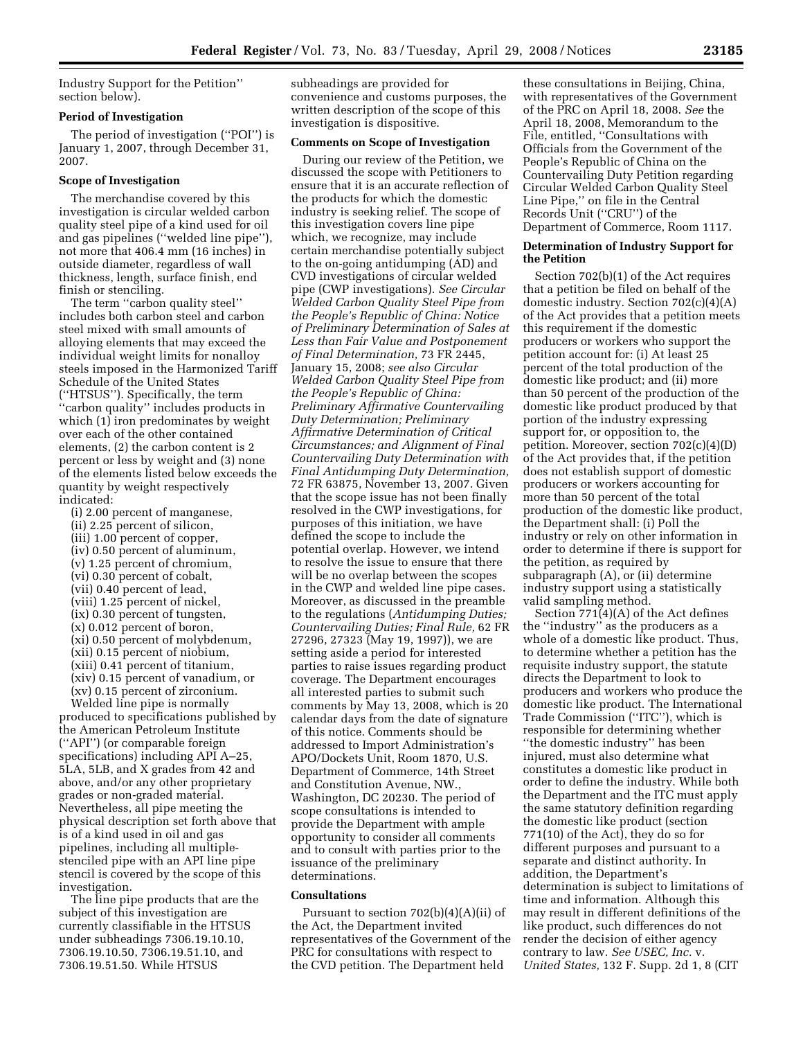Industry Support for the Petition'' section below).

**Period of Investigation**

The period of investigation (''POI'') is January 1, 2007, through December 31, 2007.

**Scope of Investigation**

The merchandise covered by this investigation is circular welded carbon quality steel pipe of a kind used for oil and gas pipelines (''welded line pipe''), not more that 406.4 mm (16 inches) in outside diameter, regardless of wall thickness, length, surface finish, end finish or stenciling.

The term ''carbon quality steel'' includes both carbon steel and carbon steel mixed with small amounts of alloying elements that may exceed the individual weight limits for nonalloy steels imposed in the Harmonized Tariff Schedule of the United States (''HTSUS''). Specifically, the term ''carbon quality'' includes products in which (1) iron predominates by weight over each of the other contained elements, (2) the carbon content is 2 percent or less by weight and (3) none of the elements listed below exceeds the quantity by weight respectively indicated:

(i) 2.00 percent of manganese,
(ii) 2.25 percent of silicon,
(iii) 1.00 percent of copper,
(iv) 0.50 percent of aluminum,
(v) 1.25 percent of chromium,
(vi) 0.30 percent of cobalt,
(vii) 0.40 percent of lead,
(viii) 1.25 percent of nickel,
(ix) 0.30 percent of tungsten,
(x) 0.012 percent of boron,
(xi) 0.50 percent of molybdenum,
(xii) 0.15 percent of niobium,
(xiii) 0.41 percent of titanium,
(xiv) 0.15 percent of vanadium, or
(xv) 0.15 percent of zirconium.

Welded line pipe is normally produced to specifications published by the American Petroleum Institute (''API'') (or comparable foreign specifications) including API A–25, 5LA, 5LB, and X grades from 42 and above, and/or any other proprietary grades or non-graded material. Nevertheless, all pipe meeting the physical description set forth above that is of a kind used in oil and gas pipelines, including all multiple-stenciled pipe with an API line pipe stencil is covered by the scope of this investigation.

The line pipe products that are the subject of this investigation are currently classifiable in the HTSUS under subheadings 7306.19.10.10, 7306.19.10.50, 7306.19.51.10, and 7306.19.51.50. While HTSUS subheadings are provided for convenience and customs purposes, the written description of the scope of this investigation is dispositive.

**Comments on Scope of Investigation**

During our review of the Petition, we discussed the scope with Petitioners to ensure that it is an accurate reflection of the products for which the domestic industry is seeking relief. The scope of this investigation covers line pipe which, we recognize, may include certain merchandise potentially subject to the on-going antidumping (AD) and CVD investigations of circular welded pipe (CWP investigations). *See Circular Welded Carbon Quality Steel Pipe from the People's Republic of China: Notice of Preliminary Determination of Sales at Less than Fair Value and Postponement of Final Determination,* 73 FR 2445, January 15, 2008; *see also Circular Welded Carbon Quality Steel Pipe from the People's Republic of China: Preliminary Affirmative Countervailing Duty Determination; Preliminary Affirmative Determination of Critical Circumstances; and Alignment of Final Countervailing Duty Determination with Final Antidumping Duty Determination,* 72 FR 63875, November 13, 2007. Given that the scope issue has not been finally resolved in the CWP investigations, for purposes of this initiation, we have defined the scope to include the potential overlap. However, we intend to resolve the issue to ensure that there will be no overlap between the scopes in the CWP and welded line pipe cases. Moreover, as discussed in the preamble to the regulations (*Antidumping Duties; Countervailing Duties; Final Rule,* 62 FR 27296, 27323 (May 19, 1997)), we are setting aside a period for interested parties to raise issues regarding product coverage. The Department encourages all interested parties to submit such comments by May 13, 2008, which is 20 calendar days from the date of signature of this notice. Comments should be addressed to Import Administration's APO/Dockets Unit, Room 1870, U.S. Department of Commerce, 14th Street and Constitution Avenue, NW., Washington, DC 20230. The period of scope consultations is intended to provide the Department with ample opportunity to consider all comments and to consult with parties prior to the issuance of the preliminary determinations.

**Consultations**

Pursuant to section 702(b)(4)(A)(ii) of the Act, the Department invited representatives of the Government of the PRC for consultations with respect to the CVD petition. The Department held these consultations in Beijing, China, with representatives of the Government of the PRC on April 18, 2008. *See* the April 18, 2008, Memorandum to the File, entitled, ''Consultations with Officials from the Government of the People's Republic of China on the Countervailing Duty Petition regarding Circular Welded Carbon Quality Steel Line Pipe,'' on file in the Central Records Unit (''CRU'') of the Department of Commerce, Room 1117.

**Determination of Industry Support for the Petition**

Section 702(b)(1) of the Act requires that a petition be filed on behalf of the domestic industry. Section 702(c)(4)(A) of the Act provides that a petition meets this requirement if the domestic producers or workers who support the petition account for: (i) At least 25 percent of the total production of the domestic like product; and (ii) more than 50 percent of the production of the domestic like product produced by that portion of the industry expressing support for, or opposition to, the petition. Moreover, section 702(c)(4)(D) of the Act provides that, if the petition does not establish support of domestic producers or workers accounting for more than 50 percent of the total production of the domestic like product, the Department shall: (i) Poll the industry or rely on other information in order to determine if there is support for the petition, as required by subparagraph (A), or (ii) determine industry support using a statistically valid sampling method.

Section 771(4)(A) of the Act defines the ''industry'' as the producers as a whole of a domestic like product. Thus, to determine whether a petition has the requisite industry support, the statute directs the Department to look to producers and workers who produce the domestic like product. The International Trade Commission (''ITC''), which is responsible for determining whether ''the domestic industry'' has been injured, must also determine what constitutes a domestic like product in order to define the industry. While both the Department and the ITC must apply the same statutory definition regarding the domestic like product (section 771(10) of the Act), they do so for different purposes and pursuant to a separate and distinct authority. In addition, the Department's determination is subject to limitations of time and information. Although this may result in different definitions of the like product, such differences do not render the decision of either agency contrary to law. *See USEC, Inc.* v. *United States,* 132 F. Supp. 2d 1, 8 (CIT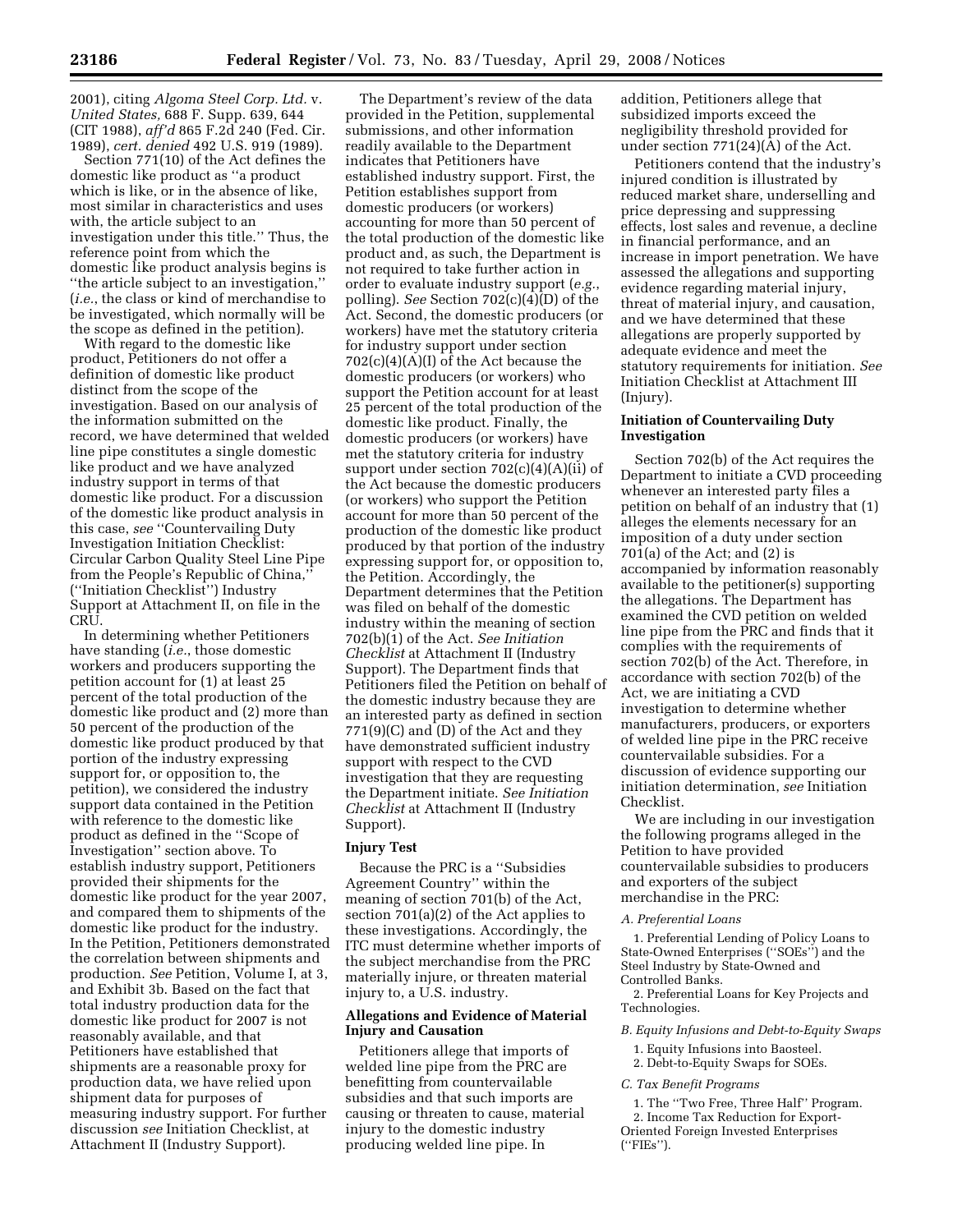2001), citing *Algoma Steel Corp. Ltd.* v. *United States,* 688 F. Supp. 639, 644 (CIT 1988), *aff'd* 865 F.2d 240 (Fed. Cir. 1989), *cert. denied* 492 U.S. 919 (1989).

Section 771(10) of the Act defines the domestic like product as ''a product which is like, or in the absence of like, most similar in characteristics and uses with, the article subject to an investigation under this title.'' Thus, the reference point from which the domestic like product analysis begins is ''the article subject to an investigation,'' (*i.e.*, the class or kind of merchandise to be investigated, which normally will be the scope as defined in the petition).

With regard to the domestic like product, Petitioners do not offer a definition of domestic like product distinct from the scope of the investigation. Based on our analysis of the information submitted on the record, we have determined that welded line pipe constitutes a single domestic like product and we have analyzed industry support in terms of that domestic like product. For a discussion of the domestic like product analysis in this case, *see* ''Countervailing Duty Investigation Initiation Checklist: Circular Carbon Quality Steel Line Pipe from the People's Republic of China,'' (''Initiation Checklist'') Industry Support at Attachment II, on file in the CRU.

In determining whether Petitioners have standing (*i.e.*, those domestic workers and producers supporting the petition account for (1) at least 25 percent of the total production of the domestic like product and (2) more than 50 percent of the production of the domestic like product produced by that portion of the industry expressing support for, or opposition to, the petition), we considered the industry support data contained in the Petition with reference to the domestic like product as defined in the ''Scope of Investigation'' section above. To establish industry support, Petitioners provided their shipments for the domestic like product for the year 2007, and compared them to shipments of the domestic like product for the industry. In the Petition, Petitioners demonstrated the correlation between shipments and production. *See* Petition, Volume I, at 3, and Exhibit 3b. Based on the fact that total industry production data for the domestic like product for 2007 is not reasonably available, and that Petitioners have established that shipments are a reasonable proxy for production data, we have relied upon shipment data for purposes of measuring industry support. For further discussion *see* Initiation Checklist, at Attachment II (Industry Support).

The Department's review of the data provided in the Petition, supplemental submissions, and other information readily available to the Department indicates that Petitioners have established industry support. First, the Petition establishes support from domestic producers (or workers) accounting for more than 50 percent of the total production of the domestic like product and, as such, the Department is not required to take further action in order to evaluate industry support (*e.g.*, polling). *See* Section 702(c)(4)(D) of the Act. Second, the domestic producers (or workers) have met the statutory criteria for industry support under section 702(c)(4)(A)(I) of the Act because the domestic producers (or workers) who support the Petition account for at least 25 percent of the total production of the domestic like product. Finally, the domestic producers (or workers) have met the statutory criteria for industry support under section 702(c)(4)(A)(ii) of the Act because the domestic producers (or workers) who support the Petition account for more than 50 percent of the production of the domestic like product produced by that portion of the industry expressing support for, or opposition to, the Petition. Accordingly, the Department determines that the Petition was filed on behalf of the domestic industry within the meaning of section 702(b)(1) of the Act. *See Initiation Checklist* at Attachment II (Industry Support). The Department finds that Petitioners filed the Petition on behalf of the domestic industry because they are an interested party as defined in section 771(9)(C) and (D) of the Act and they have demonstrated sufficient industry support with respect to the CVD investigation that they are requesting the Department initiate. *See Initiation Checklist* at Attachment II (Industry Support).

## Injury Test

Because the PRC is a ''Subsidies Agreement Country'' within the meaning of section 701(b) of the Act, section 701(a)(2) of the Act applies to these investigations. Accordingly, the ITC must determine whether imports of the subject merchandise from the PRC materially injure, or threaten material injury to, a U.S. industry.

## Allegations and Evidence of Material Injury and Causation

Petitioners allege that imports of welded line pipe from the PRC are benefitting from countervailable subsidies and that such imports are causing or threaten to cause, material injury to the domestic industry producing welded line pipe. In addition, Petitioners allege that subsidized imports exceed the negligibility threshold provided for under section 771(24)(A) of the Act.

Petitioners contend that the industry's injured condition is illustrated by reduced market share, underselling and price depressing and suppressing effects, lost sales and revenue, a decline in financial performance, and an increase in import penetration. We have assessed the allegations and supporting evidence regarding material injury, threat of material injury, and causation, and we have determined that these allegations are properly supported by adequate evidence and meet the statutory requirements for initiation. *See* Initiation Checklist at Attachment III (Injury).

## Initiation of Countervailing Duty Investigation

Section 702(b) of the Act requires the Department to initiate a CVD proceeding whenever an interested party files a petition on behalf of an industry that (1) alleges the elements necessary for an imposition of a duty under section 701(a) of the Act; and (2) is accompanied by information reasonably available to the petitioner(s) supporting the allegations. The Department has examined the CVD petition on welded line pipe from the PRC and finds that it complies with the requirements of section 702(b) of the Act. Therefore, in accordance with section 702(b) of the Act, we are initiating a CVD investigation to determine whether manufacturers, producers, or exporters of welded line pipe in the PRC receive countervailable subsidies. For a discussion of evidence supporting our initiation determination, *see* Initiation Checklist.

We are including in our investigation the following programs alleged in the Petition to have provided countervailable subsidies to producers and exporters of the subject merchandise in the PRC:

*A. Preferential Loans*

1. Preferential Lending of Policy Loans to State-Owned Enterprises (''SOEs'') and the Steel Industry by State-Owned and Controlled Banks.
2. Preferential Loans for Key Projects and Technologies.

*B. Equity Infusions and Debt-to-Equity Swaps*

1. Equity Infusions into Baosteel.
2. Debt-to-Equity Swaps for SOEs.

*C. Tax Benefit Programs*

1. The ''Two Free, Three Half'' Program.
2. Income Tax Reduction for Export-Oriented Foreign Invested Enterprises (''FIEs'').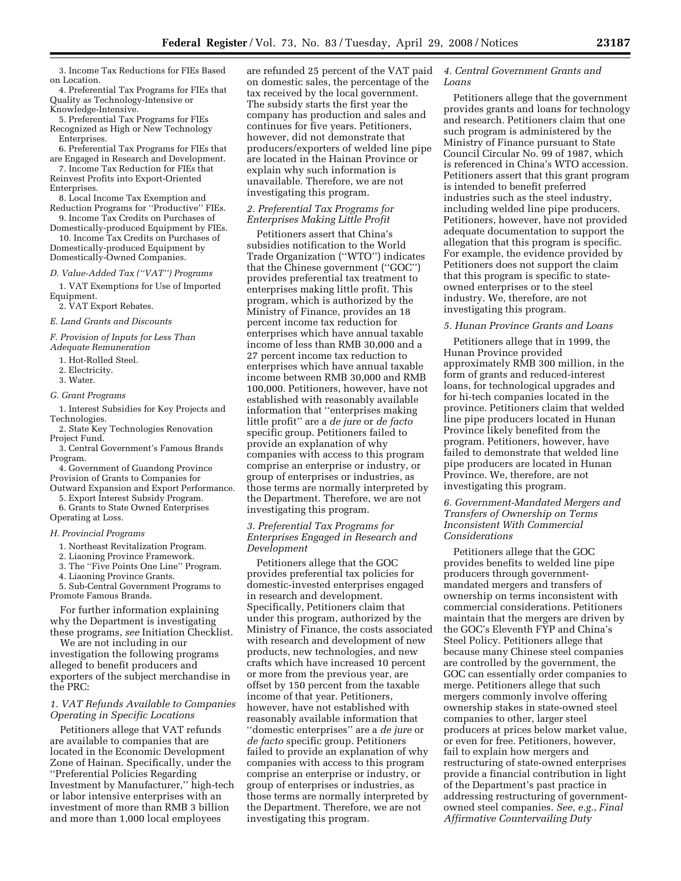3. Income Tax Reductions for FIEs Based on Location.

4. Preferential Tax Programs for FIEs that Quality as Technology-Intensive or Knowledge-Intensive.

5. Preferential Tax Programs for FIEs Recognized as High or New Technology Enterprises.

6. Preferential Tax Programs for FIEs that are Engaged in Research and Development.

7. Income Tax Reduction for FIEs that Reinvest Profits into Export-Oriented Enterprises.

8. Local Income Tax Exemption and Reduction Programs for ''Productive'' FIEs.

9. Income Tax Credits on Purchases of Domestically-produced Equipment by FIEs.

10. Income Tax Credits on Purchases of Domestically-produced Equipment by Domestically-Owned Companies.

*D. Value-Added Tax (''VAT'') Programs*

1. VAT Exemptions for Use of Imported Equipment.

2. VAT Export Rebates.

*E. Land Grants and Discounts*

*F. Provision of Inputs for Less Than Adequate Remuneration*

1. Hot-Rolled Steel.

2. Electricity.

3. Water.

*G. Grant Programs*

1. Interest Subsidies for Key Projects and Technologies.

2. State Key Technologies Renovation Project Fund.

3. Central Government's Famous Brands Program.

4. Government of Guandong Province Provision of Grants to Companies for Outward Expansion and Export Performance.

5. Export Interest Subsidy Program.

6. Grants to State Owned Enterprises Operating at Loss.

*H. Provincial Programs*

1. Northeast Revitalization Program.

2. Liaoning Province Framework.

3. The ''Five Points One Line'' Program.

4. Liaoning Province Grants.

5. Sub-Central Government Programs to Promote Famous Brands.

For further information explaining why the Department is investigating these programs, *see* Initiation Checklist.

We are not including in our investigation the following programs alleged to benefit producers and exporters of the subject merchandise in the PRC:

*1. VAT Refunds Available to Companies Operating in Specific Locations*

Petitioners allege that VAT refunds are available to companies that are located in the Economic Development Zone of Hainan. Specifically, under the ''Preferential Policies Regarding Investment by Manufacturer,'' high-tech or labor intensive enterprises with an investment of more than RMB 3 billion and more than 1,000 local employees are refunded 25 percent of the VAT paid on domestic sales, the percentage of the tax received by the local government. The subsidy starts the first year the company has production and sales and continues for five years. Petitioners, however, did not demonstrate that producers/exporters of welded line pipe are located in the Hainan Province or explain why such information is unavailable. Therefore, we are not investigating this program.

*2. Preferential Tax Programs for Enterprises Making Little Profit*

Petitioners assert that China's subsidies notification to the World Trade Organization (''WTO'') indicates that the Chinese government (''GOC'') provides preferential tax treatment to enterprises making little profit. This program, which is authorized by the Ministry of Finance, provides an 18 percent income tax reduction for enterprises which have annual taxable income of less than RMB 30,000 and a 27 percent income tax reduction to enterprises which have annual taxable income between RMB 30,000 and RMB 100,000. Petitioners, however, have not established with reasonably available information that ''enterprises making little profit'' are a *de jure* or *de facto* specific group. Petitioners failed to provide an explanation of why companies with access to this program comprise an enterprise or industry, or group of enterprises or industries, as those terms are normally interpreted by the Department. Therefore, we are not investigating this program.

*3. Preferential Tax Programs for Enterprises Engaged in Research and Development*

Petitioners allege that the GOC provides preferential tax policies for domestic-invested enterprises engaged in research and development. Specifically, Petitioners claim that under this program, authorized by the Ministry of Finance, the costs associated with research and development of new products, new technologies, and new crafts which have increased 10 percent or more from the previous year, are offset by 150 percent from the taxable income of that year. Petitioners, however, have not established with reasonably available information that ''domestic enterprises'' are a *de jure* or *de facto* specific group. Petitioners failed to provide an explanation of why companies with access to this program comprise an enterprise or industry, or group of enterprises or industries, as those terms are normally interpreted by the Department. Therefore, we are not investigating this program.

*4. Central Government Grants and Loans*

Petitioners allege that the government provides grants and loans for technology and research. Petitioners claim that one such program is administered by the Ministry of Finance pursuant to State Council Circular No. 99 of 1987, which is referenced in China's WTO accession. Petitioners assert that this grant program is intended to benefit preferred industries such as the steel industry, including welded line pipe producers. Petitioners, however, have not provided adequate documentation to support the allegation that this program is specific. For example, the evidence provided by Petitioners does not support the claim that this program is specific to state-owned enterprises or to the steel industry. We, therefore, are not investigating this program.

*5. Hunan Province Grants and Loans*

Petitioners allege that in 1999, the Hunan Province provided approximately RMB 300 million, in the form of grants and reduced-interest loans, for technological upgrades and for hi-tech companies located in the province. Petitioners claim that welded line pipe producers located in Hunan Province likely benefited from the program. Petitioners, however, have failed to demonstrate that welded line pipe producers are located in Hunan Province. We, therefore, are not investigating this program.

*6. Government-Mandated Mergers and Transfers of Ownership on Terms Inconsistent With Commercial Considerations*

Petitioners allege that the GOC provides benefits to welded line pipe producers through government-mandated mergers and transfers of ownership on terms inconsistent with commercial considerations. Petitioners maintain that the mergers are driven by the GOC's Eleventh FYP and China's Steel Policy. Petitioners allege that because many Chinese steel companies are controlled by the government, the GOC can essentially order companies to merge. Petitioners allege that such mergers commonly involve offering ownership stakes in state-owned steel companies to other, larger steel producers at prices below market value, or even for free. Petitioners, however, fail to explain how mergers and restructuring of state-owned enterprises provide a financial contribution in light of the Department's past practice in addressing restructuring of government-owned steel companies. *See*, *e.g.*, *Final Affirmative Countervailing Duty*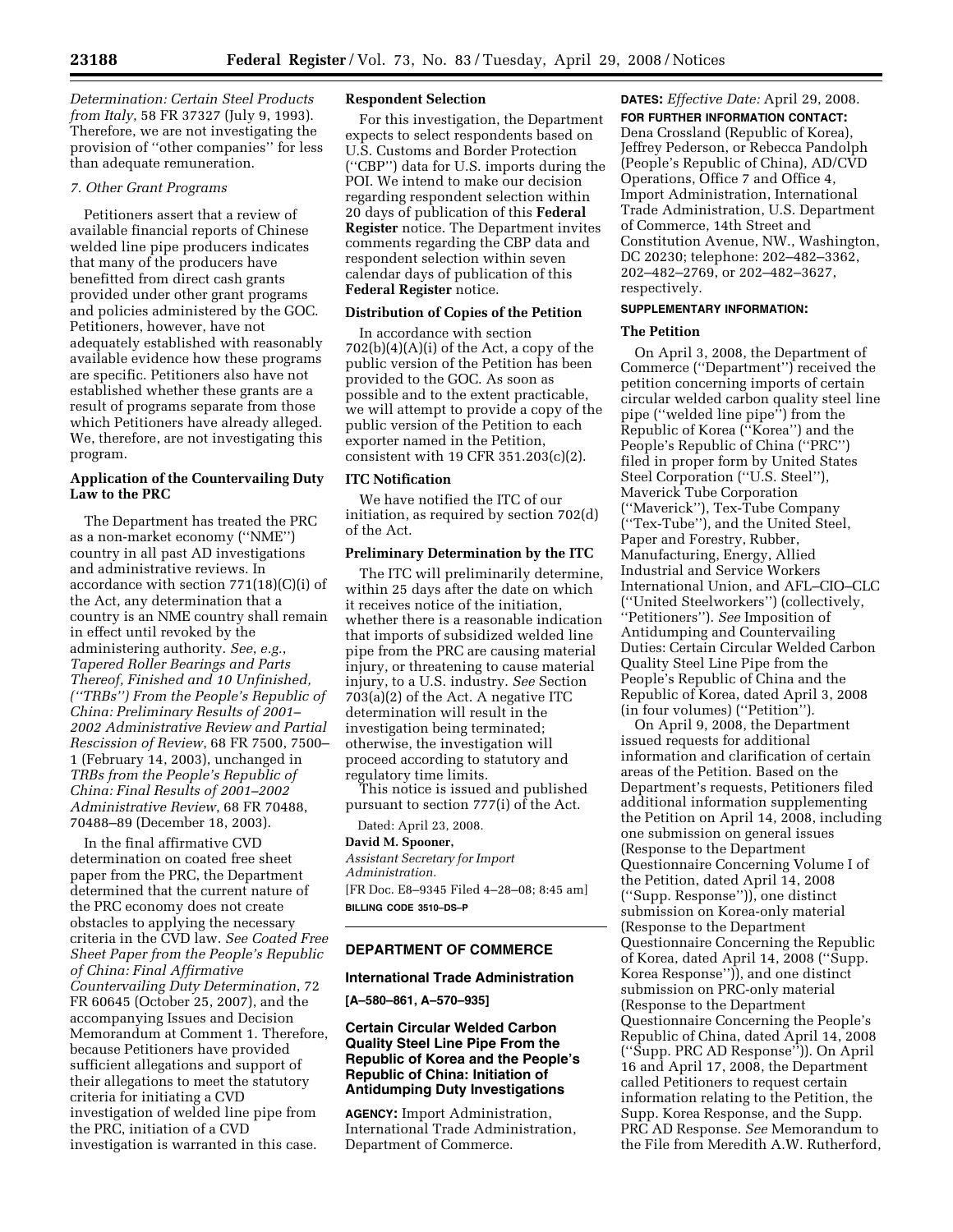*Determination: Certain Steel Products from Italy*, 58 FR 37327 (July 9, 1993). Therefore, we are not investigating the provision of ''other companies'' for less than adequate remuneration.

*7. Other Grant Programs*

Petitioners assert that a review of available financial reports of Chinese welded line pipe producers indicates that many of the producers have benefitted from direct cash grants provided under other grant programs and policies administered by the GOC. Petitioners, however, have not adequately established with reasonably available evidence how these programs are specific. Petitioners also have not established whether these grants are a result of programs separate from those which Petitioners have already alleged. We, therefore, are not investigating this program.

**Application of the Countervailing Duty Law to the PRC**

The Department has treated the PRC as a non-market economy (''NME'') country in all past AD investigations and administrative reviews. In accordance with section 771(18)(C)(i) of the Act, any determination that a country is an NME country shall remain in effect until revoked by the administering authority. *See*, *e.g.*, *Tapered Roller Bearings and Parts Thereof, Finished and 10 Unfinished, (''TRBs'') From the People's Republic of China: Preliminary Results of 2001–2002 Administrative Review and Partial Rescission of Review*, 68 FR 7500, 7500–1 (February 14, 2003), unchanged in *TRBs from the People's Republic of China: Final Results of 2001–2002 Administrative Review*, 68 FR 70488, 70488–89 (December 18, 2003).

In the final affirmative CVD determination on coated free sheet paper from the PRC, the Department determined that the current nature of the PRC economy does not create obstacles to applying the necessary criteria in the CVD law. *See Coated Free Sheet Paper from the People's Republic of China: Final Affirmative Countervailing Duty Determination*, 72 FR 60645 (October 25, 2007), and the accompanying Issues and Decision Memorandum at Comment 1. Therefore, because Petitioners have provided sufficient allegations and support of their allegations to meet the statutory criteria for initiating a CVD investigation of welded line pipe from the PRC, initiation of a CVD investigation is warranted in this case.

**Respondent Selection**

For this investigation, the Department expects to select respondents based on U.S. Customs and Border Protection (''CBP'') data for U.S. imports during the POI. We intend to make our decision regarding respondent selection within 20 days of publication of this **Federal Register** notice. The Department invites comments regarding the CBP data and respondent selection within seven calendar days of publication of this **Federal Register** notice.

**Distribution of Copies of the Petition**

In accordance with section 702(b)(4)(A)(i) of the Act, a copy of the public version of the Petition has been provided to the GOC. As soon as possible and to the extent practicable, we will attempt to provide a copy of the public version of the Petition to each exporter named in the Petition, consistent with 19 CFR 351.203(c)(2).

**ITC Notification**

We have notified the ITC of our initiation, as required by section 702(d) of the Act.

**Preliminary Determination by the ITC**

The ITC will preliminarily determine, within 25 days after the date on which it receives notice of the initiation, whether there is a reasonable indication that imports of subsidized welded line pipe from the PRC are causing material injury, or threatening to cause material injury, to a U.S. industry. *See* Section 703(a)(2) of the Act. A negative ITC determination will result in the investigation being terminated; otherwise, the investigation will proceed according to statutory and regulatory time limits.

This notice is issued and published pursuant to section 777(i) of the Act.

Dated: April 23, 2008.

**David M. Spooner,**

*Assistant Secretary for Import Administration.*

[FR Doc. E8–9345 Filed 4–28–08; 8:45 am]

**BILLING CODE 3510–DS–P**

---

## DEPARTMENT OF COMMERCE

### International Trade Administration

**[A–580–861, A–570–935]**

### Certain Circular Welded Carbon Quality Steel Line Pipe From the Republic of Korea and the People's Republic of China: Initiation of Antidumping Duty Investigations

**AGENCY:** Import Administration, International Trade Administration, Department of Commerce.

**DATES:** *Effective Date:* April 29, 2008.

**FOR FURTHER INFORMATION CONTACT:** Dena Crossland (Republic of Korea), Jeffrey Pederson, or Rebecca Pandolph (People's Republic of China), AD/CVD Operations, Office 7 and Office 4, Import Administration, International Trade Administration, U.S. Department of Commerce, 14th Street and Constitution Avenue, NW., Washington, DC 20230; telephone: 202–482–3362, 202–482–2769, or 202–482–3627, respectively.

**SUPPLEMENTARY INFORMATION:**

**The Petition**

On April 3, 2008, the Department of Commerce (''Department'') received the petition concerning imports of certain circular welded carbon quality steel line pipe (''welded line pipe'') from the Republic of Korea (''Korea'') and the People's Republic of China (''PRC'') filed in proper form by United States Steel Corporation (''U.S. Steel''), Maverick Tube Corporation (''Maverick''), Tex-Tube Company (''Tex-Tube''), and the United Steel, Paper and Forestry, Rubber, Manufacturing, Energy, Allied Industrial and Service Workers International Union, and AFL–CIO–CLC (''United Steelworkers'') (collectively, ''Petitioners''). *See* Imposition of Antidumping and Countervailing Duties: Certain Circular Welded Carbon Quality Steel Line Pipe from the People's Republic of China and the Republic of Korea, dated April 3, 2008 (in four volumes) (''Petition'').

On April 9, 2008, the Department issued requests for additional information and clarification of certain areas of the Petition. Based on the Department's requests, Petitioners filed additional information supplementing the Petition on April 14, 2008, including one submission on general issues (Response to the Department Questionnaire Concerning Volume I of the Petition, dated April 14, 2008 (''Supp. Response'')), one distinct submission on Korea-only material (Response to the Department Questionnaire Concerning the Republic of Korea, dated April 14, 2008 (''Supp. Korea Response'')), and one distinct submission on PRC-only material (Response to the Department Questionnaire Concerning the People's Republic of China, dated April 14, 2008 (''Supp. PRC AD Response'')). On April 16 and April 17, 2008, the Department called Petitioners to request certain information relating to the Petition, the Supp. Korea Response, and the Supp. PRC AD Response. *See* Memorandum to the File from Meredith A.W. Rutherford,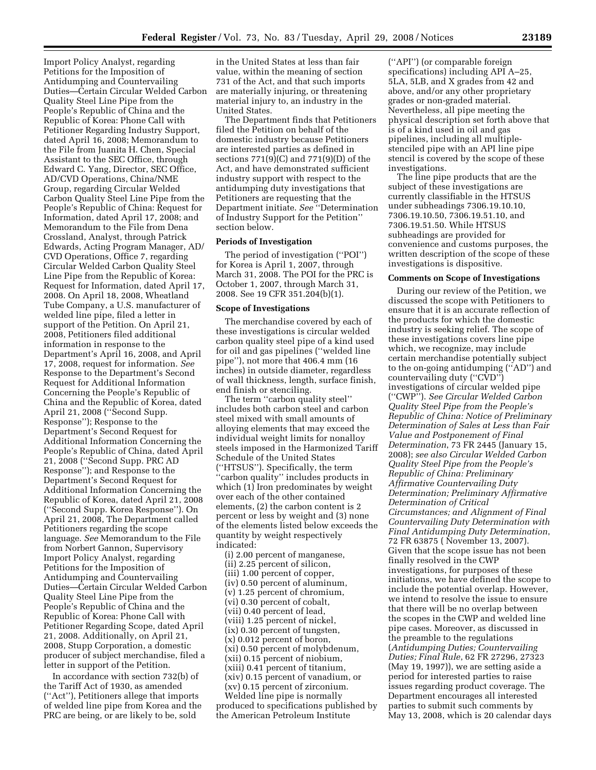Import Policy Analyst, regarding Petitions for the Imposition of Antidumping and Countervailing Duties—Certain Circular Welded Carbon Quality Steel Line Pipe from the People's Republic of China and the Republic of Korea: Phone Call with Petitioner Regarding Industry Support, dated April 16, 2008; Memorandum to the File from Juanita H. Chen, Special Assistant to the SEC Office, through Edward C. Yang, Director, SEC Office, AD/CVD Operations, China/NME Group, regarding Circular Welded Carbon Quality Steel Line Pipe from the People's Republic of China: Request for Information, dated April 17, 2008; and Memorandum to the File from Dena Crossland, Analyst, through Patrick Edwards, Acting Program Manager, AD/CVD Operations, Office 7, regarding Circular Welded Carbon Quality Steel Line Pipe from the Republic of Korea: Request for Information, dated April 17, 2008. On April 18, 2008, Wheatland Tube Company, a U.S. manufacturer of welded line pipe, filed a letter in support of the Petition. On April 21, 2008, Petitioners filed additional information in response to the Department's April 16, 2008, and April 17, 2008, request for information. *See* Response to the Department's Second Request for Additional Information Concerning the People's Republic of China and the Republic of Korea, dated April 21, 2008 (''Second Supp. Response''); Response to the Department's Second Request for Additional Information Concerning the People's Republic of China, dated April 21, 2008 (''Second Supp. PRC AD Response''); and Response to the Department's Second Request for Additional Information Concerning the Republic of Korea, dated April 21, 2008 (''Second Supp. Korea Response''). On April 21, 2008, The Department called Petitioners regarding the scope language. *See* Memorandum to the File from Norbert Gannon, Supervisory Import Policy Analyst, regarding Petitions for the Imposition of Antidumping and Countervailing Duties—Certain Circular Welded Carbon Quality Steel Line Pipe from the People's Republic of China and the Republic of Korea: Phone Call with Petitioner Regarding Scope, dated April 21, 2008. Additionally, on April 21, 2008, Stupp Corporation, a domestic producer of subject merchandise, filed a letter in support of the Petition.

In accordance with section 732(b) of the Tariff Act of 1930, as amended (''Act''), Petitioners allege that imports of welded line pipe from Korea and the PRC are being, or are likely to be, sold in the United States at less than fair value, within the meaning of section 731 of the Act, and that such imports are materially injuring, or threatening material injury to, an industry in the United States.

The Department finds that Petitioners filed the Petition on behalf of the domestic industry because Petitioners are interested parties as defined in sections 771(9)(C) and 771(9)(D) of the Act, and have demonstrated sufficient industry support with respect to the antidumping duty investigations that Petitioners are requesting that the Department initiate. *See* ''Determination of Industry Support for the Petition'' section below.

**Periods of Investigation**

The period of investigation (''POI'') for Korea is April 1, 2007, through March 31, 2008. The POI for the PRC is October 1, 2007, through March 31, 2008. See 19 CFR 351.204(b)(1).

**Scope of Investigations**

The merchandise covered by each of these investigations is circular welded carbon quality steel pipe of a kind used for oil and gas pipelines (''welded line pipe''), not more that 406.4 mm (16 inches) in outside diameter, regardless of wall thickness, length, surface finish, end finish or stenciling.

The term ''carbon quality steel'' includes both carbon steel and carbon steel mixed with small amounts of alloying elements that may exceed the individual weight limits for nonalloy steels imposed in the Harmonized Tariff Schedule of the United States (''HTSUS''). Specifically, the term ''carbon quality'' includes products in which (1) Iron predominates by weight over each of the other contained elements, (2) the carbon content is 2 percent or less by weight and (3) none of the elements listed below exceeds the quantity by weight respectively indicated:

(i) 2.00 percent of manganese,
(ii) 2.25 percent of silicon,
(iii) 1.00 percent of copper,
(iv) 0.50 percent of aluminum,
(v) 1.25 percent of chromium,
(vi) 0.30 percent of cobalt,
(vii) 0.40 percent of lead,
(viii) 1.25 percent of nickel,
(ix) 0.30 percent of tungsten,
(x) 0.012 percent of boron,
(xi) 0.50 percent of molybdenum,
(xii) 0.15 percent of niobium,
(xiii) 0.41 percent of titanium,
(xiv) 0.15 percent of vanadium, or
(xv) 0.15 percent of zirconium.

Welded line pipe is normally produced to specifications published by the American Petroleum Institute (''API'') (or comparable foreign specifications) including API A–25, 5LA, 5LB, and X grades from 42 and above, and/or any other proprietary grades or non-graded material. Nevertheless, all pipe meeting the physical description set forth above that is of a kind used in oil and gas pipelines, including all multiple-stenciled pipe with an API line pipe stencil is covered by the scope of these investigations.

The line pipe products that are the subject of these investigations are currently classifiable in the HTSUS under subheadings 7306.19.10.10, 7306.19.10.50, 7306.19.51.10, and 7306.19.51.50. While HTSUS subheadings are provided for convenience and customs purposes, the written description of the scope of these investigations is dispositive.

**Comments on Scope of Investigations**

During our review of the Petition, we discussed the scope with Petitioners to ensure that it is an accurate reflection of the products for which the domestic industry is seeking relief. The scope of these investigations covers line pipe which, we recognize, may include certain merchandise potentially subject to the on-going antidumping (''AD'') and countervailing duty (''CVD'') investigations of circular welded pipe (''CWP''). *See Circular Welded Carbon Quality Steel Pipe from the People's Republic of China: Notice of Preliminary Determination of Sales at Less than Fair Value and Postponement of Final Determination*, 73 FR 2445 (January 15, 2008); *see also Circular Welded Carbon Quality Steel Pipe from the People's Republic of China: Preliminary Affirmative Countervailing Duty Determination; Preliminary Affirmative Determination of Critical Circumstances; and Alignment of Final Countervailing Duty Determination with Final Antidumping Duty Determination*, 72 FR 63875 ( November 13, 2007). Given that the scope issue has not been finally resolved in the CWP investigations, for purposes of these initiations, we have defined the scope to include the potential overlap. However, we intend to resolve the issue to ensure that there will be no overlap between the scopes in the CWP and welded line pipe cases. Moreover, as discussed in the preamble to the regulations (*Antidumping Duties; Countervailing Duties; Final Rule*, 62 FR 27296, 27323 (May 19, 1997)), we are setting aside a period for interested parties to raise issues regarding product coverage. The Department encourages all interested parties to submit such comments by May 13, 2008, which is 20 calendar days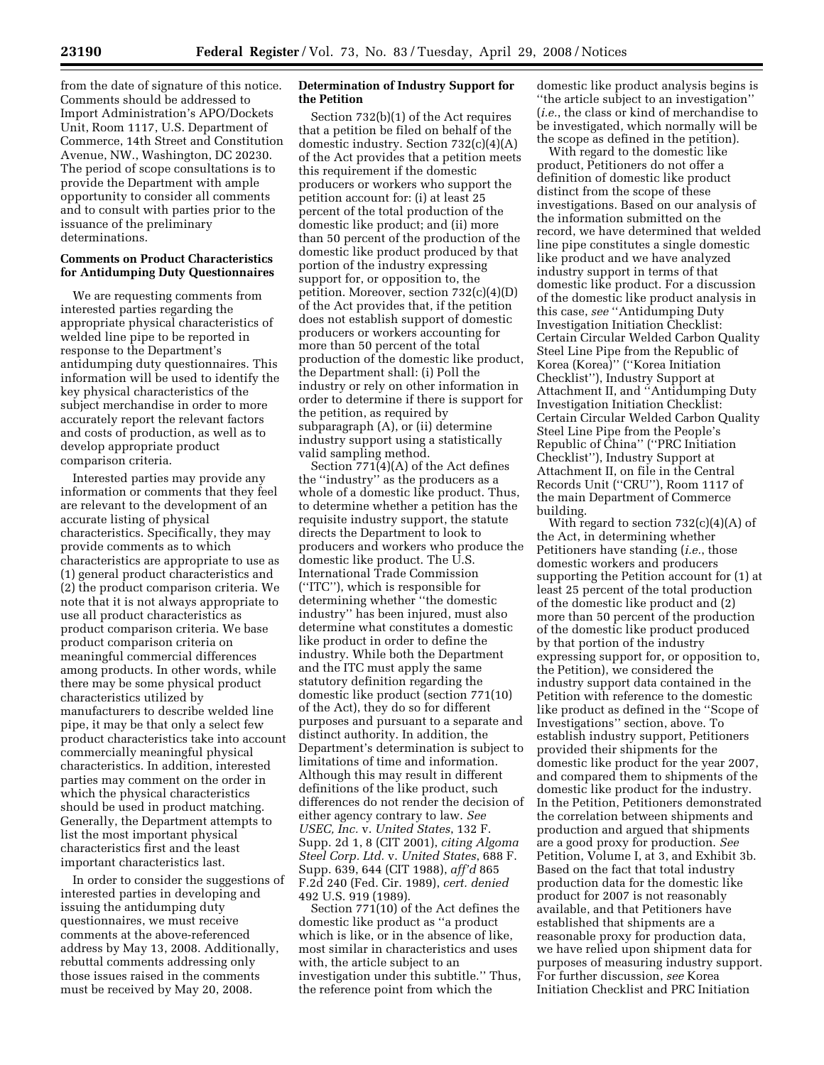from the date of signature of this notice. Comments should be addressed to Import Administration's APO/Dockets Unit, Room 1117, U.S. Department of Commerce, 14th Street and Constitution Avenue, NW., Washington, DC 20230. The period of scope consultations is to provide the Department with ample opportunity to consider all comments and to consult with parties prior to the issuance of the preliminary determinations.

**Comments on Product Characteristics for Antidumping Duty Questionnaires**

We are requesting comments from interested parties regarding the appropriate physical characteristics of welded line pipe to be reported in response to the Department's antidumping duty questionnaires. This information will be used to identify the key physical characteristics of the subject merchandise in order to more accurately report the relevant factors and costs of production, as well as to develop appropriate product comparison criteria.

Interested parties may provide any information or comments that they feel are relevant to the development of an accurate listing of physical characteristics. Specifically, they may provide comments as to which characteristics are appropriate to use as (1) general product characteristics and (2) the product comparison criteria. We note that it is not always appropriate to use all product characteristics as product comparison criteria. We base product comparison criteria on meaningful commercial differences among products. In other words, while there may be some physical product characteristics utilized by manufacturers to describe welded line pipe, it may be that only a select few product characteristics take into account commercially meaningful physical characteristics. In addition, interested parties may comment on the order in which the physical characteristics should be used in product matching. Generally, the Department attempts to list the most important physical characteristics first and the least important characteristics last.

In order to consider the suggestions of interested parties in developing and issuing the antidumping duty questionnaires, we must receive comments at the above-referenced address by May 13, 2008. Additionally, rebuttal comments addressing only those issues raised in the comments must be received by May 20, 2008.

**Determination of Industry Support for the Petition**

Section 732(b)(1) of the Act requires that a petition be filed on behalf of the domestic industry. Section 732(c)(4)(A) of the Act provides that a petition meets this requirement if the domestic producers or workers who support the petition account for: (i) at least 25 percent of the total production of the domestic like product; and (ii) more than 50 percent of the production of the domestic like product produced by that portion of the industry expressing support for, or opposition to, the petition. Moreover, section 732(c)(4)(D) of the Act provides that, if the petition does not establish support of domestic producers or workers accounting for more than 50 percent of the total production of the domestic like product, the Department shall: (i) Poll the industry or rely on other information in order to determine if there is support for the petition, as required by subparagraph (A), or (ii) determine industry support using a statistically valid sampling method.

Section 771(4)(A) of the Act defines the "industry" as the producers as a whole of a domestic like product. Thus, to determine whether a petition has the requisite industry support, the statute directs the Department to look to producers and workers who produce the domestic like product. The U.S. International Trade Commission ("ITC"), which is responsible for determining whether "the domestic industry" has been injured, must also determine what constitutes a domestic like product in order to define the industry. While both the Department and the ITC must apply the same statutory definition regarding the domestic like product (section 771(10) of the Act), they do so for different purposes and pursuant to a separate and distinct authority. In addition, the Department's determination is subject to limitations of time and information. Although this may result in different definitions of the like product, such differences do not render the decision of either agency contrary to law. *See USEC, Inc.* v. *United States*, 132 F. Supp. 2d 1, 8 (CIT 2001), *citing Algoma Steel Corp. Ltd.* v. *United States*, 688 F. Supp. 639, 644 (CIT 1988), *aff'd* 865 F.2d 240 (Fed. Cir. 1989), *cert. denied* 492 U.S. 919 (1989).

Section 771(10) of the Act defines the domestic like product as "a product which is like, or in the absence of like, most similar in characteristics and uses with, the article subject to an investigation under this subtitle." Thus, the reference point from which the domestic like product analysis begins is "the article subject to an investigation" (*i.e.*, the class or kind of merchandise to be investigated, which normally will be the scope as defined in the petition).

With regard to the domestic like product, Petitioners do not offer a definition of domestic like product distinct from the scope of these investigations. Based on our analysis of the information submitted on the record, we have determined that welded line pipe constitutes a single domestic like product and we have analyzed industry support in terms of that domestic like product. For a discussion of the domestic like product analysis in this case, *see* "Antidumping Duty Investigation Initiation Checklist: Certain Circular Welded Carbon Quality Steel Line Pipe from the Republic of Korea (Korea)" ("Korea Initiation Checklist"), Industry Support at Attachment II, and "Antidumping Duty Investigation Initiation Checklist: Certain Circular Welded Carbon Quality Steel Line Pipe from the People's Republic of China" ("PRC Initiation Checklist"), Industry Support at Attachment II, on file in the Central Records Unit ("CRU"), Room 1117 of the main Department of Commerce building.

With regard to section 732(c)(4)(A) of the Act, in determining whether Petitioners have standing (*i.e.*, those domestic workers and producers supporting the Petition account for (1) at least 25 percent of the total production of the domestic like product and (2) more than 50 percent of the production of the domestic like product produced by that portion of the industry expressing support for, or opposition to, the Petition), we considered the industry support data contained in the Petition with reference to the domestic like product as defined in the "Scope of Investigations" section, above. To establish industry support, Petitioners provided their shipments for the domestic like product for the year 2007, and compared them to shipments of the domestic like product for the industry. In the Petition, Petitioners demonstrated the correlation between shipments and production and argued that shipments are a good proxy for production. *See* Petition, Volume I, at 3, and Exhibit 3b. Based on the fact that total industry production data for the domestic like product for 2007 is not reasonably available, and that Petitioners have established that shipments are a reasonable proxy for production data, we have relied upon shipment data for purposes of measuring industry support. For further discussion, *see* Korea Initiation Checklist and PRC Initiation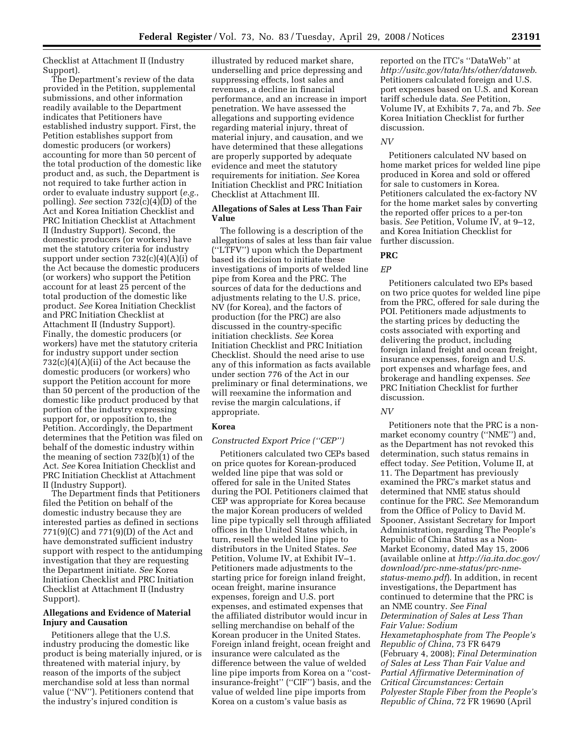Checklist at Attachment II (Industry Support).

The Department's review of the data provided in the Petition, supplemental submissions, and other information readily available to the Department indicates that Petitioners have established industry support. First, the Petition establishes support from domestic producers (or workers) accounting for more than 50 percent of the total production of the domestic like product and, as such, the Department is not required to take further action in order to evaluate industry support (*e.g.*, polling). *See* section 732(c)(4)(D) of the Act and Korea Initiation Checklist and PRC Initiation Checklist at Attachment II (Industry Support). Second, the domestic producers (or workers) have met the statutory criteria for industry support under section 732(c)(4)(A)(i) of the Act because the domestic producers (or workers) who support the Petition account for at least 25 percent of the total production of the domestic like product. *See* Korea Initiation Checklist and PRC Initiation Checklist at Attachment II (Industry Support). Finally, the domestic producers (or workers) have met the statutory criteria for industry support under section 732(c)(4)(A)(ii) of the Act because the domestic producers (or workers) who support the Petition account for more than 50 percent of the production of the domestic like product produced by that portion of the industry expressing support for, or opposition to, the Petition. Accordingly, the Department determines that the Petition was filed on behalf of the domestic industry within the meaning of section 732(b)(1) of the Act. *See* Korea Initiation Checklist and PRC Initiation Checklist at Attachment II (Industry Support).

The Department finds that Petitioners filed the Petition on behalf of the domestic industry because they are interested parties as defined in sections 771(9)(C) and 771(9)(D) of the Act and have demonstrated sufficient industry support with respect to the antidumping investigation that they are requesting the Department initiate. *See* Korea Initiation Checklist and PRC Initiation Checklist at Attachment II (Industry Support).

**Allegations and Evidence of Material Injury and Causation**

Petitioners allege that the U.S. industry producing the domestic like product is being materially injured, or is threatened with material injury, by reason of the imports of the subject merchandise sold at less than normal value (''NV''). Petitioners contend that the industry's injured condition is illustrated by reduced market share, underselling and price depressing and suppressing effects, lost sales and revenues, a decline in financial performance, and an increase in import penetration. We have assessed the allegations and supporting evidence regarding material injury, threat of material injury, and causation, and we have determined that these allegations are properly supported by adequate evidence and meet the statutory requirements for initiation. *See* Korea Initiation Checklist and PRC Initiation Checklist at Attachment III.

**Allegations of Sales at Less Than Fair Value**

The following is a description of the allegations of sales at less than fair value (''LTFV'') upon which the Department based its decision to initiate these investigations of imports of welded line pipe from Korea and the PRC. The sources of data for the deductions and adjustments relating to the U.S. price, NV (for Korea), and the factors of production (for the PRC) are also discussed in the country-specific initiation checklists. *See* Korea Initiation Checklist and PRC Initiation Checklist. Should the need arise to use any of this information as facts available under section 776 of the Act in our preliminary or final determinations, we will reexamine the information and revise the margin calculations, if appropriate.

**Korea**

*Constructed Export Price (''CEP'')*

Petitioners calculated two CEPs based on price quotes for Korean-produced welded line pipe that was sold or offered for sale in the United States during the POI. Petitioners claimed that CEP was appropriate for Korea because the major Korean producers of welded line pipe typically sell through affiliated offices in the United States which, in turn, resell the welded line pipe to distributors in the United States. *See* Petition, Volume IV, at Exhibit IV–1. Petitioners made adjustments to the starting price for foreign inland freight, ocean freight, marine insurance expenses, foreign and U.S. port expenses, and estimated expenses that the affiliated distributor would incur in selling merchandise on behalf of the Korean producer in the United States. Foreign inland freight, ocean freight and insurance were calculated as the difference between the value of welded line pipe imports from Korea on a ''cost-insurance-freight'' (''CIF'') basis, and the value of welded line pipe imports from Korea on a custom's value basis as reported on the ITC's ''DataWeb'' at *http://usitc.gov/tata/hts/other/dataweb*. Petitioners calculated foreign and U.S. port expenses based on U.S. and Korean tariff schedule data. *See* Petition, Volume IV, at Exhibits 7, 7a, and 7b. *See* Korea Initiation Checklist for further discussion.

*NV*

Petitioners calculated NV based on home market prices for welded line pipe produced in Korea and sold or offered for sale to customers in Korea. Petitioners calculated the ex-factory NV for the home market sales by converting the reported offer prices to a per-ton basis. *See* Petition, Volume IV, at 9–12, and Korea Initiation Checklist for further discussion.

**PRC**

*EP*

Petitioners calculated two EPs based on two price quotes for welded line pipe from the PRC, offered for sale during the POI. Petitioners made adjustments to the starting prices by deducting the costs associated with exporting and delivering the product, including foreign inland freight and ocean freight, insurance expenses, foreign and U.S. port expenses and wharfage fees, and brokerage and handling expenses. *See* PRC Initiation Checklist for further discussion.

*NV*

Petitioners note that the PRC is a non-market economy country (''NME'') and, as the Department has not revoked this determination, such status remains in effect today. *See* Petition, Volume II, at 11. The Department has previously examined the PRC's market status and determined that NME status should continue for the PRC. *See* Memorandum from the Office of Policy to David M. Spooner, Assistant Secretary for Import Administration, regarding The People's Republic of China Status as a Non-Market Economy, dated May 15, 2006 (available online at *http://ia.ita.doc.gov/download/prc-nme-status/prc-nme-status-memo.pdf*). In addition, in recent investigations, the Department has continued to determine that the PRC is an NME country. *See Final Determination of Sales at Less Than Fair Value: Sodium Hexametaphosphate from The People's Republic of China*, 73 FR 6479 (February 4, 2008); *Final Determination of Sales at Less Than Fair Value and Partial Affirmative Determination of Critical Circumstances: Certain Polyester Staple Fiber from the People's Republic of China*, 72 FR 19690 (April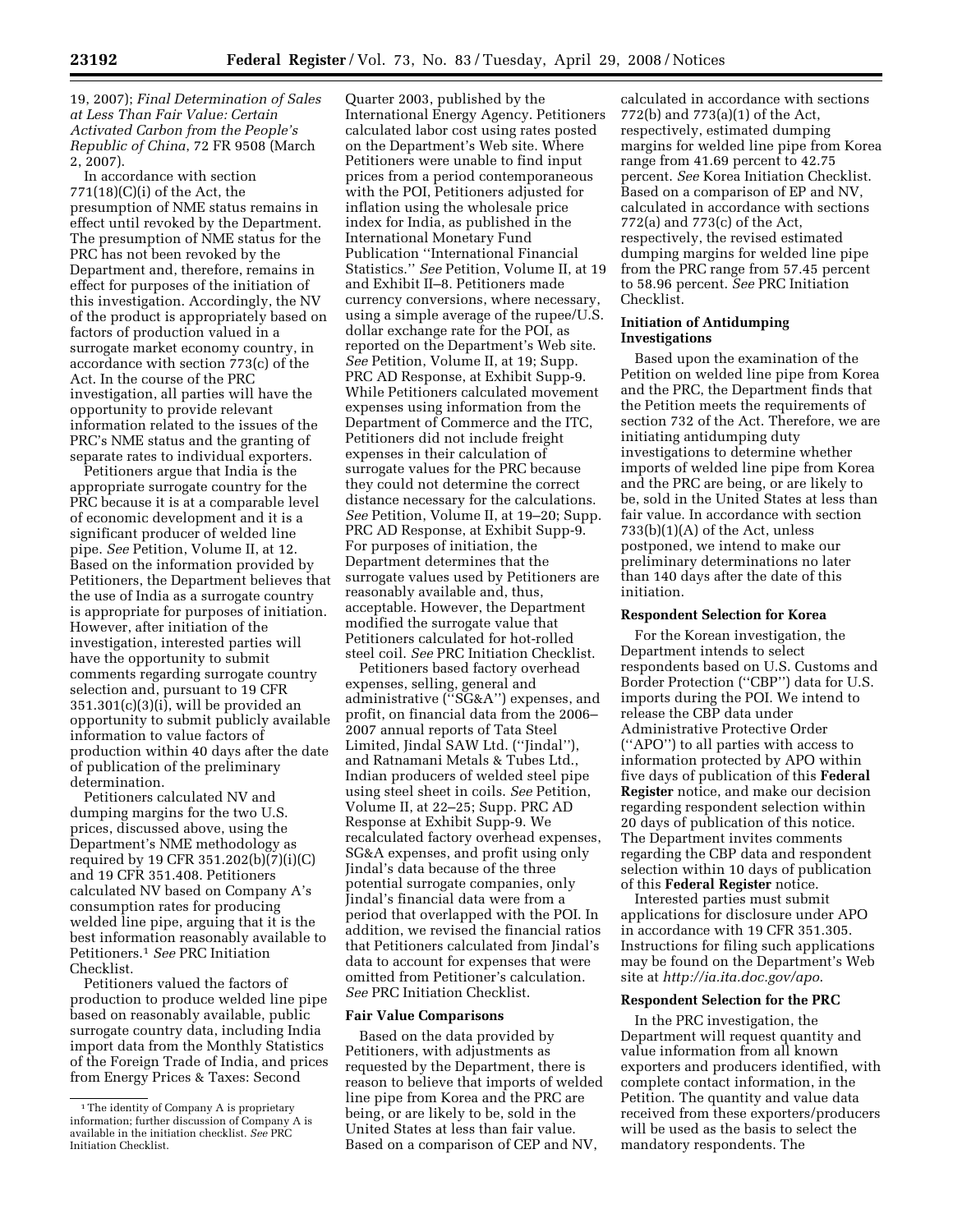19, 2007); *Final Determination of Sales at Less Than Fair Value: Certain Activated Carbon from the People's Republic of China*, 72 FR 9508 (March 2, 2007).

In accordance with section 771(18)(C)(i) of the Act, the presumption of NME status remains in effect until revoked by the Department. The presumption of NME status for the PRC has not been revoked by the Department and, therefore, remains in effect for purposes of the initiation of this investigation. Accordingly, the NV of the product is appropriately based on factors of production valued in a surrogate market economy country, in accordance with section 773(c) of the Act. In the course of the PRC investigation, all parties will have the opportunity to provide relevant information related to the issues of the PRC's NME status and the granting of separate rates to individual exporters.

Petitioners argue that India is the appropriate surrogate country for the PRC because it is at a comparable level of economic development and it is a significant producer of welded line pipe. *See* Petition, Volume II, at 12. Based on the information provided by Petitioners, the Department believes that the use of India as a surrogate country is appropriate for purposes of initiation. However, after initiation of the investigation, interested parties will have the opportunity to submit comments regarding surrogate country selection and, pursuant to 19 CFR 351.301(c)(3)(i), will be provided an opportunity to submit publicly available information to value factors of production within 40 days after the date of publication of the preliminary determination.

Petitioners calculated NV and dumping margins for the two U.S. prices, discussed above, using the Department's NME methodology as required by 19 CFR 351.202(b)(7)(i)(C) and 19 CFR 351.408. Petitioners calculated NV based on Company A's consumption rates for producing welded line pipe, arguing that it is the best information reasonably available to Petitioners.[1] *See* PRC Initiation Checklist.

Petitioners valued the factors of production to produce welded line pipe based on reasonably available, public surrogate country data, including India import data from the Monthly Statistics of the Foreign Trade of India, and prices from Energy Prices & Taxes: Second Quarter 2003, published by the International Energy Agency. Petitioners calculated labor cost using rates posted on the Department's Web site. Where Petitioners were unable to find input prices from a period contemporaneous with the POI, Petitioners adjusted for inflation using the wholesale price index for India, as published in the International Monetary Fund Publication "International Financial Statistics." *See* Petition, Volume II, at 19 and Exhibit II–8. Petitioners made currency conversions, where necessary, using a simple average of the rupee/U.S. dollar exchange rate for the POI, as reported on the Department's Web site. *See* Petition, Volume II, at 19; Supp. PRC AD Response, at Exhibit Supp-9. While Petitioners calculated movement expenses using information from the Department of Commerce and the ITC, Petitioners did not include freight expenses in their calculation of surrogate values for the PRC because they could not determine the correct distance necessary for the calculations. *See* Petition, Volume II, at 19–20; Supp. PRC AD Response, at Exhibit Supp-9. For purposes of initiation, the Department determines that the surrogate values used by Petitioners are reasonably available and, thus, acceptable. However, the Department modified the surrogate value that Petitioners calculated for hot-rolled steel coil. *See* PRC Initiation Checklist.

Petitioners based factory overhead expenses, selling, general and administrative ("SG&A") expenses, and profit, on financial data from the 2006–2007 annual reports of Tata Steel Limited, Jindal SAW Ltd. ("Jindal"), and Ratnamani Metals & Tubes Ltd., Indian producers of welded steel pipe using steel sheet in coils. *See* Petition, Volume II, at 22–25; Supp. PRC AD Response at Exhibit Supp-9. We recalculated factory overhead expenses, SG&A expenses, and profit using only Jindal's data because of the three potential surrogate companies, only Jindal's financial data were from a period that overlapped with the POI. In addition, we revised the financial ratios that Petitioners calculated from Jindal's data to account for expenses that were omitted from Petitioner's calculation. *See* PRC Initiation Checklist.

**Fair Value Comparisons**

Based on the data provided by Petitioners, with adjustments as requested by the Department, there is reason to believe that imports of welded line pipe from Korea and the PRC are being, or are likely to be, sold in the United States at less than fair value. Based on a comparison of CEP and NV, calculated in accordance with sections 772(b) and 773(a)(1) of the Act, respectively, estimated dumping margins for welded line pipe from Korea range from 41.69 percent to 42.75 percent. *See* Korea Initiation Checklist. Based on a comparison of EP and NV, calculated in accordance with sections 772(a) and 773(c) of the Act, respectively, the revised estimated dumping margins for welded line pipe from the PRC range from 57.45 percent to 58.96 percent. *See* PRC Initiation Checklist.

**Initiation of Antidumping Investigations**

Based upon the examination of the Petition on welded line pipe from Korea and the PRC, the Department finds that the Petition meets the requirements of section 732 of the Act. Therefore, we are initiating antidumping duty investigations to determine whether imports of welded line pipe from Korea and the PRC are being, or are likely to be, sold in the United States at less than fair value. In accordance with section 733(b)(1)(A) of the Act, unless postponed, we intend to make our preliminary determinations no later than 140 days after the date of this initiation.

**Respondent Selection for Korea**

For the Korean investigation, the Department intends to select respondents based on U.S. Customs and Border Protection ("CBP") data for U.S. imports during the POI. We intend to release the CBP data under Administrative Protective Order ("APO") to all parties with access to information protected by APO within five days of publication of this **Federal Register** notice, and make our decision regarding respondent selection within 20 days of publication of this notice. The Department invites comments regarding the CBP data and respondent selection within 10 days of publication of this **Federal Register** notice.

Interested parties must submit applications for disclosure under APO in accordance with 19 CFR 351.305. Instructions for filing such applications may be found on the Department's Web site at *http://ia.ita.doc.gov/apo*.

**Respondent Selection for the PRC**

In the PRC investigation, the Department will request quantity and value information from all known exporters and producers identified, with complete contact information, in the Petition. The quantity and value data received from these exporters/producers will be used as the basis to select the mandatory respondents. The

[1] The identity of Company A is proprietary information; further discussion of Company A is available in the initiation checklist. *See* PRC Initiation Checklist.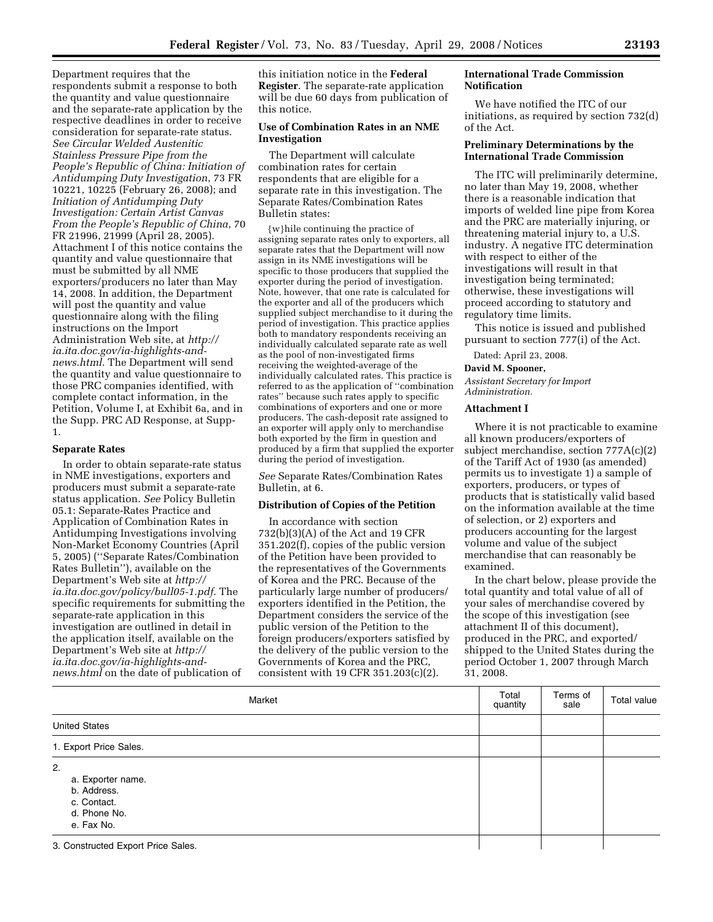Department requires that the respondents submit a response to both the quantity and value questionnaire and the separate-rate application by the respective deadlines in order to receive consideration for separate-rate status. *See Circular Welded Austenitic Stainless Pressure Pipe from the People's Republic of China: Initiation of Antidumping Duty Investigation*, 73 FR 10221, 10225 (February 26, 2008); and *Initiation of Antidumping Duty Investigation: Certain Artist Canvas From the People's Republic of China*, 70 FR 21996, 21999 (April 28, 2005). Attachment I of this notice contains the quantity and value questionnaire that must be submitted by all NME exporters/producers no later than May 14, 2008. In addition, the Department will post the quantity and value questionnaire along with the filing instructions on the Import Administration Web site, at *http://ia.ita.doc.gov/ia-highlights-and-news.html*. The Department will send the quantity and value questionnaire to those PRC companies identified, with complete contact information, in the Petition, Volume I, at Exhibit 6a, and in the Supp. PRC AD Response, at Supp-1.

**Separate Rates**

In order to obtain separate-rate status in NME investigations, exporters and producers must submit a separate-rate status application. *See* Policy Bulletin 05.1: Separate-Rates Practice and Application of Combination Rates in Antidumping Investigations involving Non-Market Economy Countries (April 5, 2005) (''Separate Rates/Combination Rates Bulletin''), available on the Department's Web site at *http://ia.ita.doc.gov/policy/bull05-1.pdf*. The specific requirements for submitting the separate-rate application in this investigation are outlined in detail in the application itself, available on the Department's Web site at *http://ia.ita.doc.gov/ia-highlights-and-news.html* on the date of publication of this initiation notice in the **Federal Register**. The separate-rate application will be due 60 days from publication of this notice.

**Use of Combination Rates in an NME Investigation**

The Department will calculate combination rates for certain respondents that are eligible for a separate rate in this investigation. The Separate Rates/Combination Rates Bulletin states:

> {w}hile continuing the practice of assigning separate rates only to exporters, all separate rates that the Department will now assign in its NME investigations will be specific to those producers that supplied the exporter during the period of investigation. Note, however, that one rate is calculated for the exporter and all of the producers which supplied subject merchandise to it during the period of investigation. This practice applies both to mandatory respondents receiving an individually calculated separate rate as well as the pool of non-investigated firms receiving the weighted-average of the individually calculated rates. This practice is referred to as the application of ''combination rates'' because such rates apply to specific combinations of exporters and one or more producers. The cash-deposit rate assigned to an exporter will apply only to merchandise both exported by the firm in question and produced by a firm that supplied the exporter during the period of investigation.

*See* Separate Rates/Combination Rates Bulletin, at 6.

**Distribution of Copies of the Petition**

In accordance with section 732(b)(3)(A) of the Act and 19 CFR 351.202(f), copies of the public version of the Petition have been provided to the representatives of the Governments of Korea and the PRC. Because of the particularly large number of producers/exporters identified in the Petition, the Department considers the service of the public version of the Petition to the foreign producers/exporters satisfied by the delivery of the public version to the Governments of Korea and the PRC, consistent with 19 CFR 351.203(c)(2).

**International Trade Commission Notification**

We have notified the ITC of our initiations, as required by section 732(d) of the Act.

**Preliminary Determinations by the International Trade Commission**

The ITC will preliminarily determine, no later than May 19, 2008, whether there is a reasonable indication that imports of welded line pipe from Korea and the PRC are materially injuring, or threatening material injury to, a U.S. industry. A negative ITC determination with respect to either of the investigations will result in that investigation being terminated; otherwise, these investigations will proceed according to statutory and regulatory time limits.

This notice is issued and published pursuant to section 777(i) of the Act.

Dated: April 23, 2008.

**David M. Spooner,**

*Assistant Secretary for Import Administration.*

**Attachment I**

Where it is not practicable to examine all known producers/exporters of subject merchandise, section 777A(c)(2) of the Tariff Act of 1930 (as amended) permits us to investigate 1) a sample of exporters, producers, or types of products that is statistically valid based on the information available at the time of selection, or 2) exporters and producers accounting for the largest volume and value of the subject merchandise that can reasonably be examined.

In the chart below, please provide the total quantity and total value of all of your sales of merchandise covered by the scope of this investigation (see attachment II of this document), produced in the PRC, and exported/shipped to the United States during the period October 1, 2007 through March 31, 2008.

| Market | Total quantity | Terms of sale | Total value |
|---|---|---|---|
| United States | | | |
| 1. Export Price Sales. | | | |
| 2.<br>a. Exporter name.<br>b. Address.<br>c. Contact.<br>d. Phone No.<br>e. Fax No. | | | |
| 3. Constructed Export Price Sales. | | | |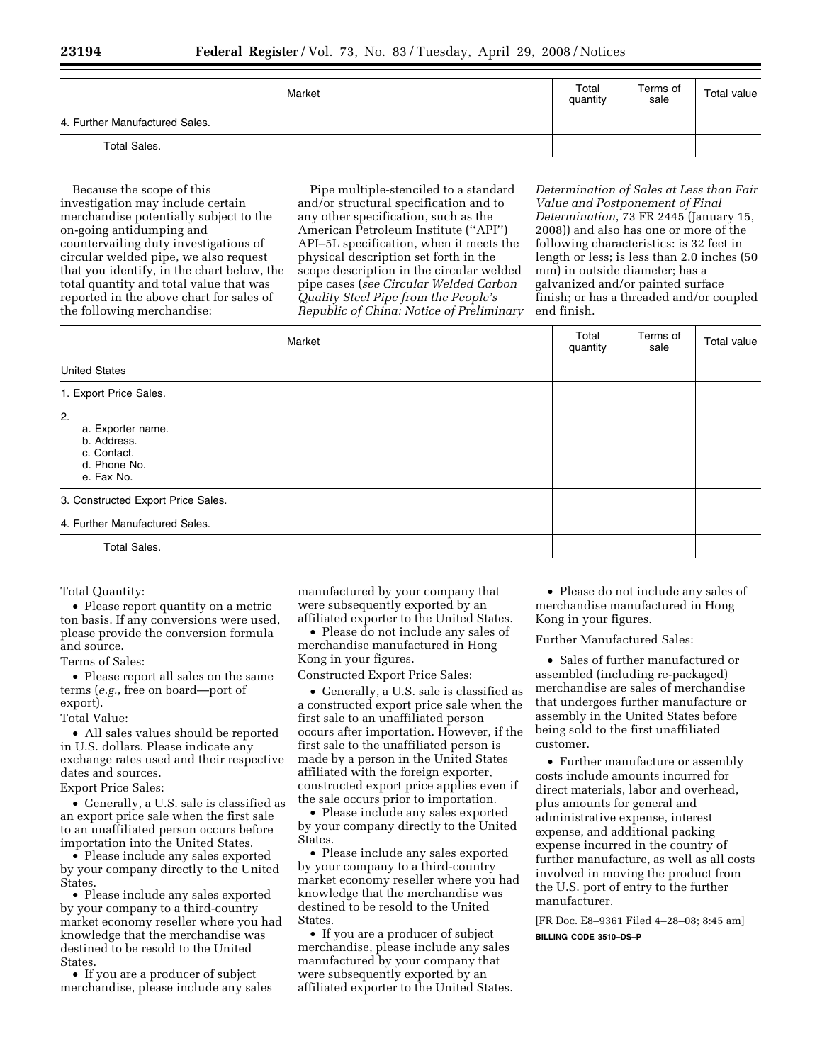| Market | Total quantity | Terms of sale | Total value |
|---|---|---|---|
| 4. Further Manufactured Sales. | | | |
| Total Sales. | | | |

Because the scope of this investigation may include certain merchandise potentially subject to the on-going antidumping and countervailing duty investigations of circular welded pipe, we also request that you identify, in the chart below, the total quantity and total value that was reported in the above chart for sales of the following merchandise:

Pipe multiple-stenciled to a standard and/or structural specification and to any other specification, such as the American Petroleum Institute (''API'') API–5L specification, when it meets the physical description set forth in the scope description in the circular welded pipe cases (*see Circular Welded Carbon Quality Steel Pipe from the People's Republic of China: Notice of Preliminary Determination of Sales at Less than Fair Value and Postponement of Final Determination*, 73 FR 2445 (January 15, 2008)) and also has one or more of the following characteristics: is 32 feet in length or less; is less than 2.0 inches (50 mm) in outside diameter; has a galvanized and/or painted surface finish; or has a threaded and/or coupled end finish.

| Market | Total quantity | Terms of sale | Total value |
|---|---|---|---|
| United States | | | |
| 1. Export Price Sales. | | | |
| 2.<br>a. Exporter name.<br>b. Address.<br>c. Contact.<br>d. Phone No.<br>e. Fax No. | | | |
| 3. Constructed Export Price Sales. | | | |
| 4. Further Manufactured Sales. | | | |
| Total Sales. | | | |

Total Quantity:

- Please report quantity on a metric ton basis. If any conversions were used, please provide the conversion formula and source.

Terms of Sales:

- Please report all sales on the same terms (*e.g.*, free on board—port of export).

Total Value:

- All sales values should be reported in U.S. dollars. Please indicate any exchange rates used and their respective dates and sources.

Export Price Sales:

- Generally, a U.S. sale is classified as an export price sale when the first sale to an unaffiliated person occurs before importation into the United States.
- Please include any sales exported by your company directly to the United States.
- Please include any sales exported by your company to a third-country market economy reseller where you had knowledge that the merchandise was destined to be resold to the United States.
- If you are a producer of subject merchandise, please include any sales manufactured by your company that were subsequently exported by an affiliated exporter to the United States.
- Please do not include any sales of merchandise manufactured in Hong Kong in your figures.

Constructed Export Price Sales:

- Generally, a U.S. sale is classified as a constructed export price sale when the first sale to an unaffiliated person occurs after importation. However, if the first sale to the unaffiliated person is made by a person in the United States affiliated with the foreign exporter, constructed export price applies even if the sale occurs prior to importation.
- Please include any sales exported by your company directly to the United States.
- Please include any sales exported by your company to a third-country market economy reseller where you had knowledge that the merchandise was destined to be resold to the United States.
- If you are a producer of subject merchandise, please include any sales manufactured by your company that were subsequently exported by an affiliated exporter to the United States.
- Please do not include any sales of merchandise manufactured in Hong Kong in your figures.

Further Manufactured Sales:

- Sales of further manufactured or assembled (including re-packaged) merchandise are sales of merchandise that undergoes further manufacture or assembly in the United States before being sold to the first unaffiliated customer.
- Further manufacture or assembly costs include amounts incurred for direct materials, labor and overhead, plus amounts for general and administrative expense, interest expense, and additional packing expense incurred in the country of further manufacture, as well as all costs involved in moving the product from the U.S. port of entry to the further manufacturer.

[FR Doc. E8–9361 Filed 4–28–08; 8:45 am]

**BILLING CODE 3510–DS–P**